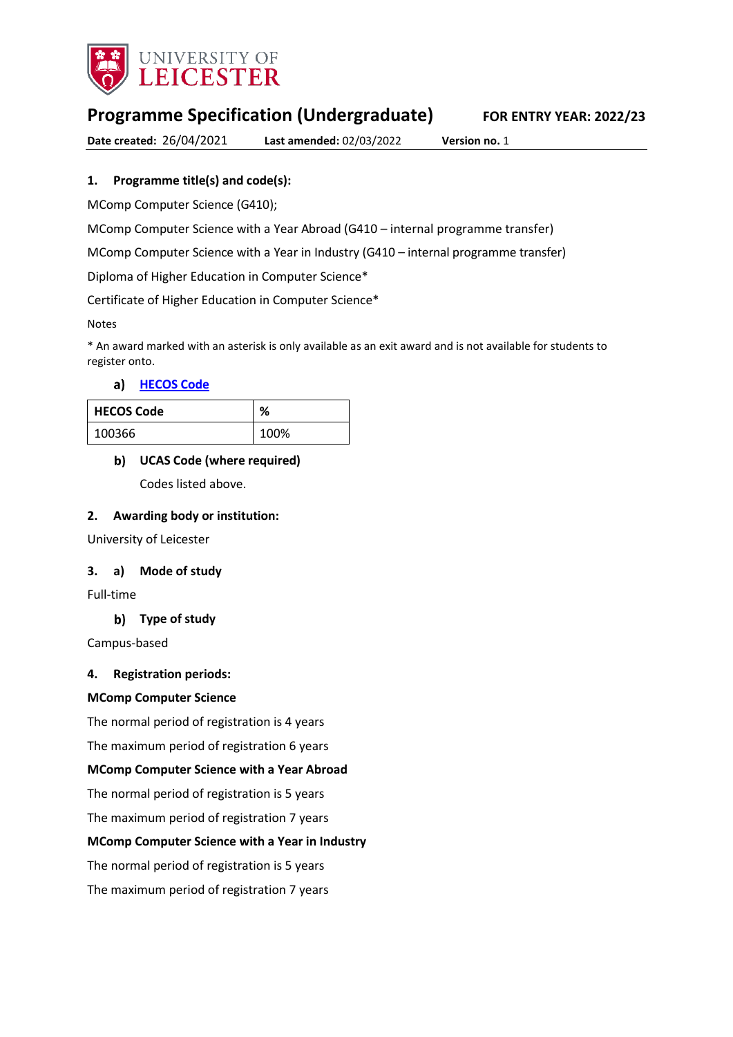UNIVERSITY OF LEICESTER

# Programme Specification (Undergraduate)

**FOR ENTRY YEAR: 2022/23**

**Date created:** 26/04/2021 **Last amended:** 02/03/2022 **Version no.** 1

## 1. Programme title(s) and code(s):

MComp Computer Science (G410);

MComp Computer Science with a Year Abroad (G410 – internal programme transfer)

MComp Computer Science with a Year in Industry (G410 – internal programme transfer)

Diploma of Higher Education in Computer Science*

Certificate of Higher Education in Computer Science*

Notes

* An award marked with an asterisk is only available as an exit award and is not available for students to register onto.

### a) HECOS Code

| HECOS Code | % |
|---|---|
| 100366 | 100% |

### b) UCAS Code (where required)

Codes listed above.

## 2. Awarding body or institution:

University of Leicester

## 3. a) Mode of study

Full-time

### b) Type of study

Campus-based

## 4. Registration periods:

**MComp Computer Science**

The normal period of registration is 4 years

The maximum period of registration 6 years

**MComp Computer Science with a Year Abroad**

The normal period of registration is 5 years

The maximum period of registration 7 years

**MComp Computer Science with a Year in Industry**

The normal period of registration is 5 years

The maximum period of registration 7 years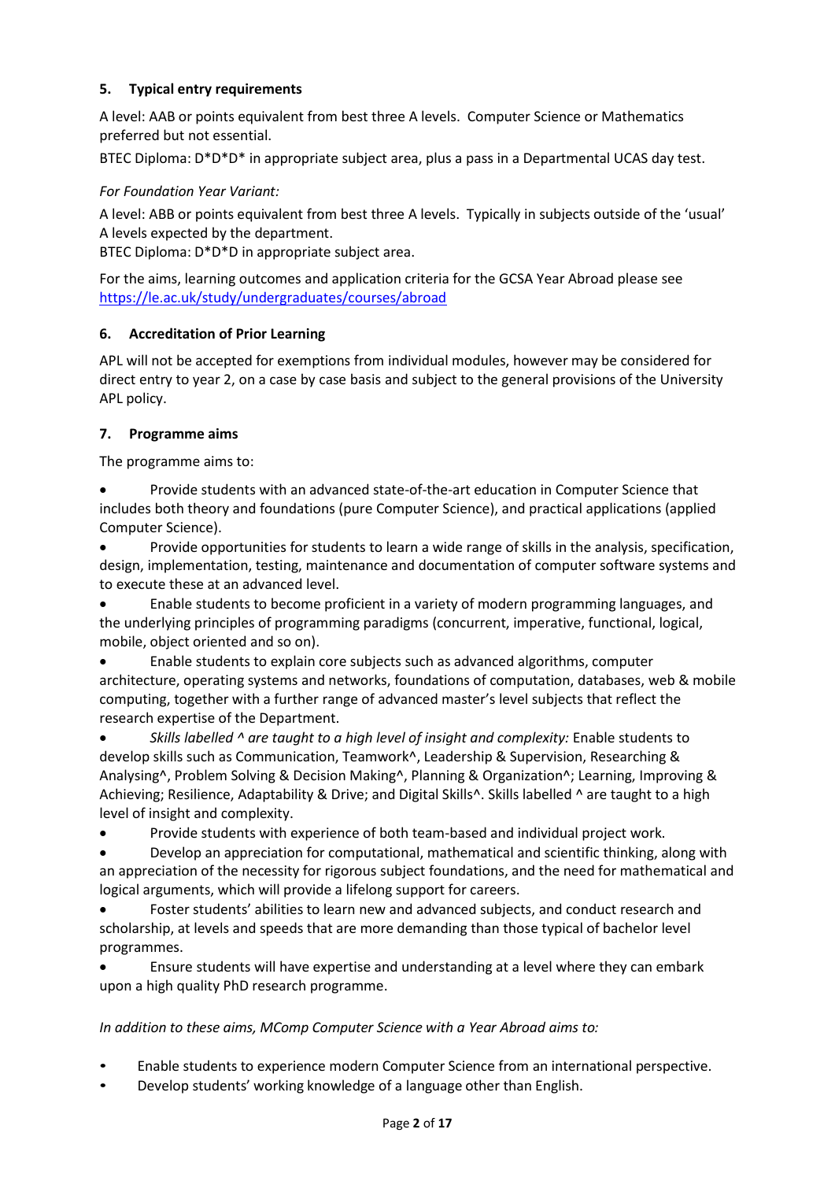### 5. Typical entry requirements

A level: AAB or points equivalent from best three A levels. Computer Science or Mathematics preferred but not essential.

BTEC Diploma: D*D*D* in appropriate subject area, plus a pass in a Departmental UCAS day test.

*For Foundation Year Variant:*

A level: ABB or points equivalent from best three A levels. Typically in subjects outside of the 'usual' A levels expected by the department.

BTEC Diploma: D*D*D in appropriate subject area.

For the aims, learning outcomes and application criteria for the GCSA Year Abroad please see [https://le.ac.uk/study/undergraduates/courses/abroad](https://le.ac.uk/study/undergraduates/courses/abroad)

### 6. Accreditation of Prior Learning

APL will not be accepted for exemptions from individual modules, however may be considered for direct entry to year 2, on a case by case basis and subject to the general provisions of the University APL policy.

### 7. Programme aims

The programme aims to:

- Provide students with an advanced state-of-the-art education in Computer Science that includes both theory and foundations (pure Computer Science), and practical applications (applied Computer Science).
- Provide opportunities for students to learn a wide range of skills in the analysis, specification, design, implementation, testing, maintenance and documentation of computer software systems and to execute these at an advanced level.
- Enable students to become proficient in a variety of modern programming languages, and the underlying principles of programming paradigms (concurrent, imperative, functional, logical, mobile, object oriented and so on).
- Enable students to explain core subjects such as advanced algorithms, computer architecture, operating systems and networks, foundations of computation, databases, web & mobile computing, together with a further range of advanced master's level subjects that reflect the research expertise of the Department.
- *Skills labelled ^ are taught to a high level of insight and complexity:* Enable students to develop skills such as Communication, Teamwork^, Leadership & Supervision, Researching & Analysing^, Problem Solving & Decision Making^, Planning & Organization^; Learning, Improving & Achieving; Resilience, Adaptability & Drive; and Digital Skills^. Skills labelled ^ are taught to a high level of insight and complexity.
- Provide students with experience of both team-based and individual project work.
- Develop an appreciation for computational, mathematical and scientific thinking, along with an appreciation of the necessity for rigorous subject foundations, and the need for mathematical and logical arguments, which will provide a lifelong support for careers.
- Foster students' abilities to learn new and advanced subjects, and conduct research and scholarship, at levels and speeds that are more demanding than those typical of bachelor level programmes.
- Ensure students will have expertise and understanding at a level where they can embark upon a high quality PhD research programme.

*In addition to these aims, MComp Computer Science with a Year Abroad aims to:*

- Enable students to experience modern Computer Science from an international perspective.
- Develop students' working knowledge of a language other than English.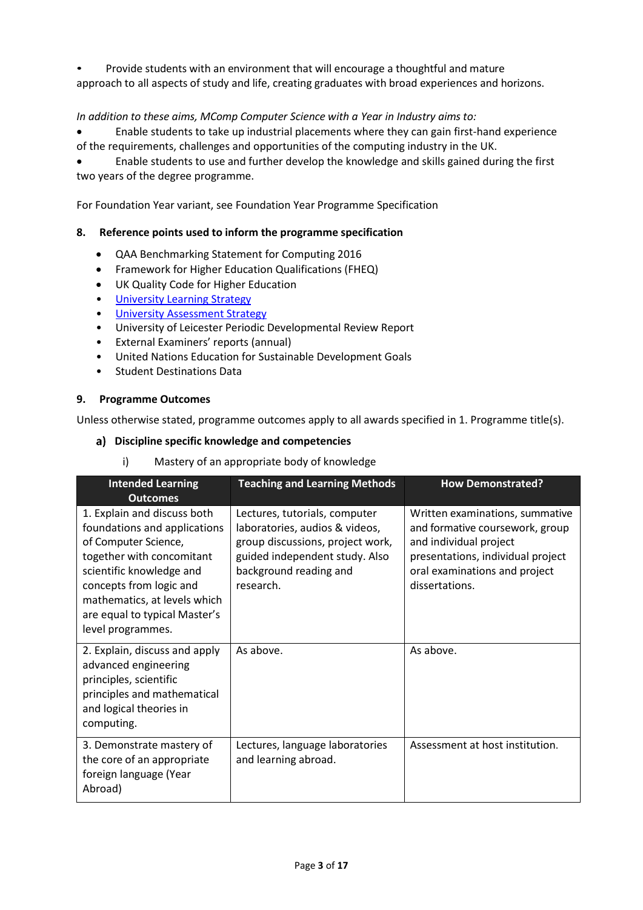- Provide students with an environment that will encourage a thoughtful and mature approach to all aspects of study and life, creating graduates with broad experiences and horizons.

*In addition to these aims, MComp Computer Science with a Year in Industry aims to:*

- Enable students to take up industrial placements where they can gain first-hand experience of the requirements, challenges and opportunities of the computing industry in the UK.
- Enable students to use and further develop the knowledge and skills gained during the first two years of the degree programme.

For Foundation Year variant, see Foundation Year Programme Specification

## 8. Reference points used to inform the programme specification

- QAA Benchmarking Statement for Computing 2016
- Framework for Higher Education Qualifications (FHEQ)
- UK Quality Code for Higher Education
- University Learning Strategy
- University Assessment Strategy
- University of Leicester Periodic Developmental Review Report
- External Examiners' reports (annual)
- United Nations Education for Sustainable Development Goals
- Student Destinations Data

## 9. Programme Outcomes

Unless otherwise stated, programme outcomes apply to all awards specified in 1. Programme title(s).

### a) Discipline specific knowledge and competencies

i) Mastery of an appropriate body of knowledge

| Intended Learning Outcomes | Teaching and Learning Methods | How Demonstrated? |
|---|---|---|
| 1. Explain and discuss both foundations and applications of Computer Science, together with concomitant scientific knowledge and concepts from logic and mathematics, at levels which are equal to typical Master's level programmes. | Lectures, tutorials, computer laboratories, audios & videos, group discussions, project work, guided independent study. Also background reading and research. | Written examinations, summative and formative coursework, group and individual project presentations, individual project oral examinations and project dissertations. |
| 2. Explain, discuss and apply advanced engineering principles, scientific principles and mathematical and logical theories in computing. | As above. | As above. |
| 3. Demonstrate mastery of the core of an appropriate foreign language (Year Abroad) | Lectures, language laboratories and learning abroad. | Assessment at host institution. |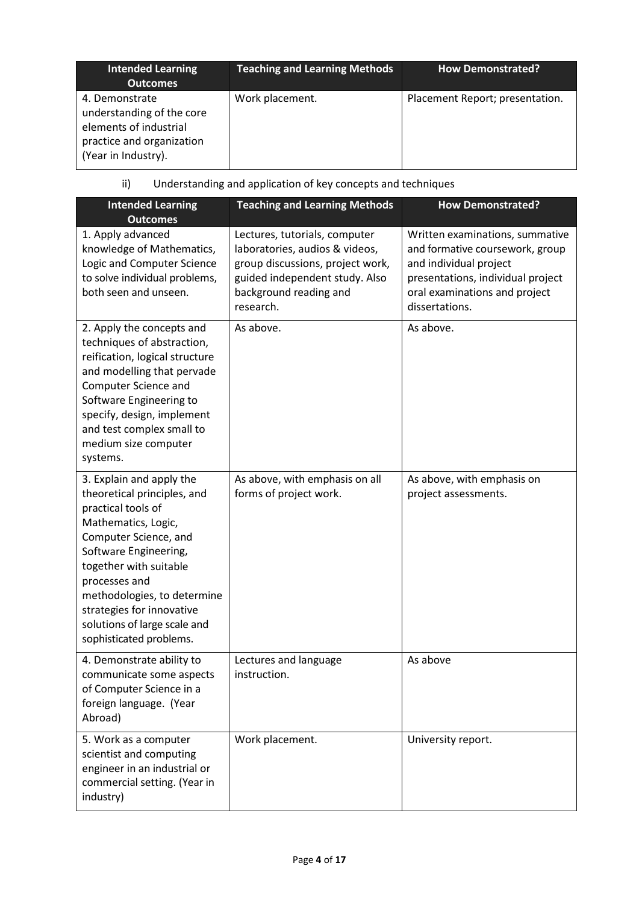| Intended Learning Outcomes | Teaching and Learning Methods | How Demonstrated? |
| --- | --- | --- |
| 4. Demonstrate understanding of the core elements of industrial practice and organization (Year in Industry). | Work placement. | Placement Report; presentation. |

ii) Understanding and application of key concepts and techniques

| Intended Learning Outcomes | Teaching and Learning Methods | How Demonstrated? |
| --- | --- | --- |
| 1. Apply advanced knowledge of Mathematics, Logic and Computer Science to solve individual problems, both seen and unseen. | Lectures, tutorials, computer laboratories, audios & videos, group discussions, project work, guided independent study. Also background reading and research. | Written examinations, summative and formative coursework, group and individual project presentations, individual project oral examinations and project dissertations. |
| 2. Apply the concepts and techniques of abstraction, reification, logical structure and modelling that pervade Computer Science and Software Engineering to specify, design, implement and test complex small to medium size computer systems. | As above. | As above. |
| 3. Explain and apply the theoretical principles, and practical tools of Mathematics, Logic, Computer Science, and Software Engineering, together with suitable processes and methodologies, to determine strategies for innovative solutions of large scale and sophisticated problems. | As above, with emphasis on all forms of project work. | As above, with emphasis on project assessments. |
| 4. Demonstrate ability to communicate some aspects of Computer Science in a foreign language. (Year Abroad) | Lectures and language instruction. | As above |
| 5. Work as a computer scientist and computing engineer in an industrial or commercial setting. (Year in industry) | Work placement. | University report. |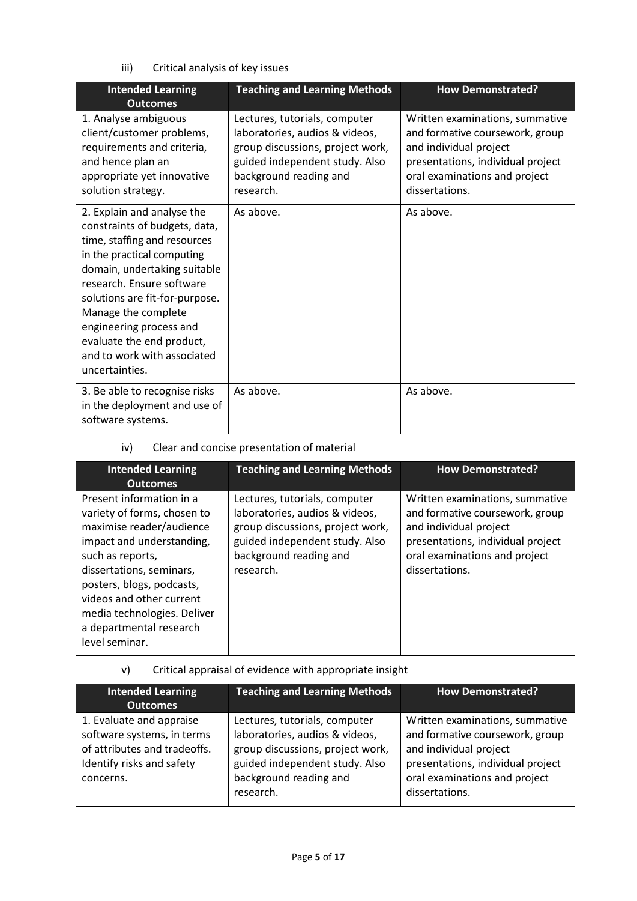iii) Critical analysis of key issues

| Intended Learning Outcomes | Teaching and Learning Methods | How Demonstrated? |
|---|---|---|
| 1. Analyse ambiguous client/customer problems, requirements and criteria, and hence plan an appropriate yet innovative solution strategy. | Lectures, tutorials, computer laboratories, audios & videos, group discussions, project work, guided independent study. Also background reading and research. | Written examinations, summative and formative coursework, group and individual project presentations, individual project oral examinations and project dissertations. |
| 2. Explain and analyse the constraints of budgets, data, time, staffing and resources in the practical computing domain, undertaking suitable research. Ensure software solutions are fit-for-purpose. Manage the complete engineering process and evaluate the end product, and to work with associated uncertainties. | As above. | As above. |
| 3. Be able to recognise risks in the deployment and use of software systems. | As above. | As above. |

iv) Clear and concise presentation of material

| Intended Learning Outcomes | Teaching and Learning Methods | How Demonstrated? |
|---|---|---|
| Present information in a variety of forms, chosen to maximise reader/audience impact and understanding, such as reports, dissertations, seminars, posters, blogs, podcasts, videos and other current media technologies. Deliver a departmental research level seminar. | Lectures, tutorials, computer laboratories, audios & videos, group discussions, project work, guided independent study. Also background reading and research. | Written examinations, summative and formative coursework, group and individual project presentations, individual project oral examinations and project dissertations. |

v) Critical appraisal of evidence with appropriate insight

| Intended Learning Outcomes | Teaching and Learning Methods | How Demonstrated? |
|---|---|---|
| 1. Evaluate and appraise software systems, in terms of attributes and tradeoffs. Identify risks and safety concerns. | Lectures, tutorials, computer laboratories, audios & videos, group discussions, project work, guided independent study. Also background reading and research. | Written examinations, summative and formative coursework, group and individual project presentations, individual project oral examinations and project dissertations. |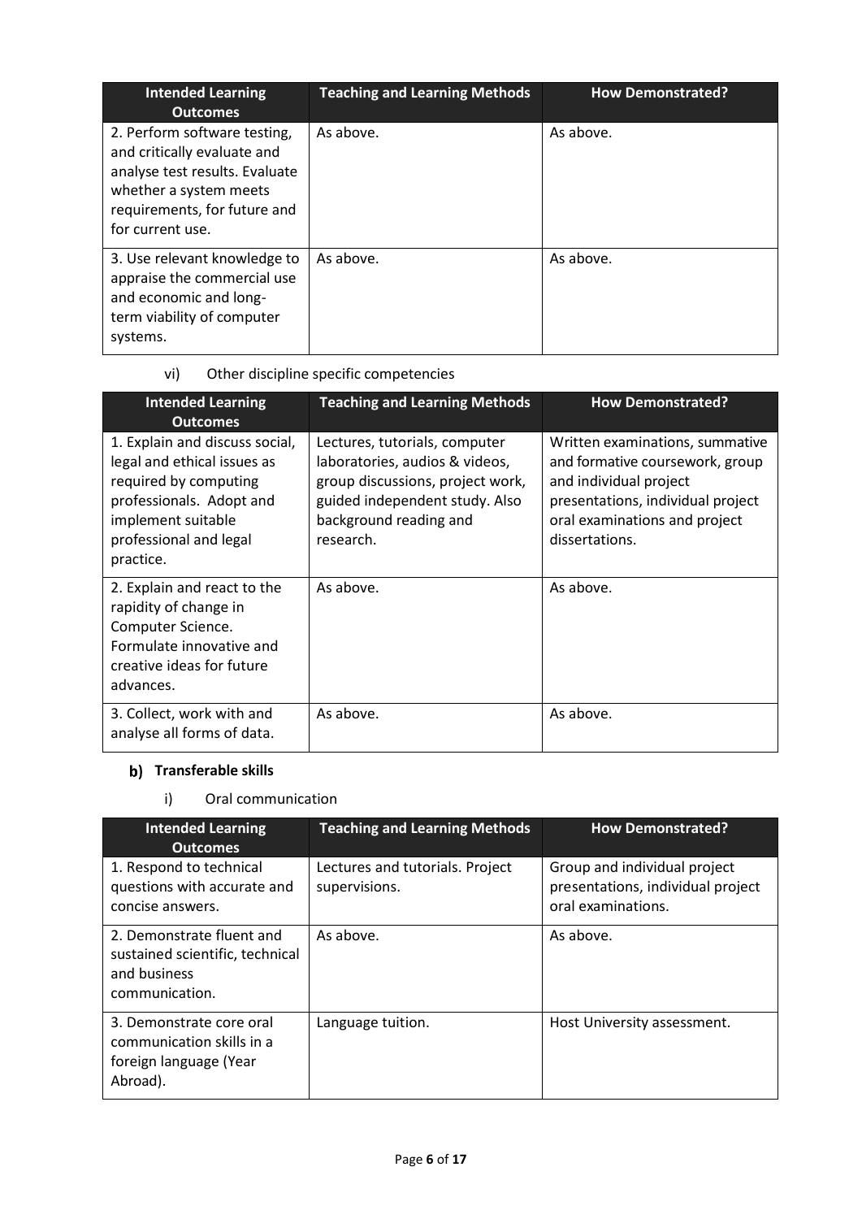| Intended Learning Outcomes | Teaching and Learning Methods | How Demonstrated? |
| --- | --- | --- |
| 2. Perform software testing, and critically evaluate and analyse test results. Evaluate whether a system meets requirements, for future and for current use. | As above. | As above. |
| 3. Use relevant knowledge to appraise the commercial use and economic and long-term viability of computer systems. | As above. | As above. |

vi) Other discipline specific competencies

| Intended Learning Outcomes | Teaching and Learning Methods | How Demonstrated? |
| --- | --- | --- |
| 1. Explain and discuss social, legal and ethical issues as required by computing professionals. Adopt and implement suitable professional and legal practice. | Lectures, tutorials, computer laboratories, audios & videos, group discussions, project work, guided independent study. Also background reading and research. | Written examinations, summative and formative coursework, group and individual project presentations, individual project oral examinations and project dissertations. |
| 2. Explain and react to the rapidity of change in Computer Science. Formulate innovative and creative ideas for future advances. | As above. | As above. |
| 3. Collect, work with and analyse all forms of data. | As above. | As above. |

## b) Transferable skills

i) Oral communication

| Intended Learning Outcomes | Teaching and Learning Methods | How Demonstrated? |
| --- | --- | --- |
| 1. Respond to technical questions with accurate and concise answers. | Lectures and tutorials. Project supervisions. | Group and individual project presentations, individual project oral examinations. |
| 2. Demonstrate fluent and sustained scientific, technical and business communication. | As above. | As above. |
| 3. Demonstrate core oral communication skills in a foreign language (Year Abroad). | Language tuition. | Host University assessment. |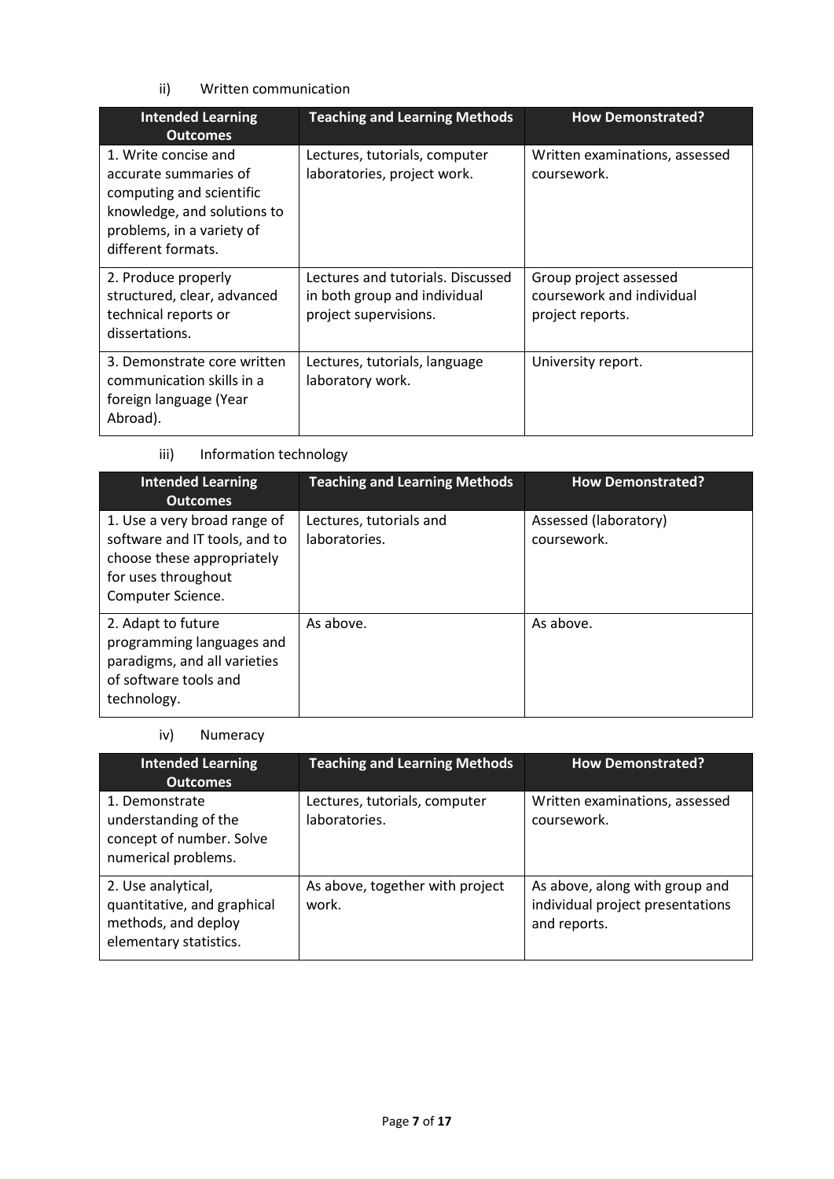ii) Written communication

| Intended Learning Outcomes | Teaching and Learning Methods | How Demonstrated? |
|---|---|---|
| 1. Write concise and accurate summaries of computing and scientific knowledge, and solutions to problems, in a variety of different formats. | Lectures, tutorials, computer laboratories, project work. | Written examinations, assessed coursework. |
| 2. Produce properly structured, clear, advanced technical reports or dissertations. | Lectures and tutorials. Discussed in both group and individual project supervisions. | Group project assessed coursework and individual project reports. |
| 3. Demonstrate core written communication skills in a foreign language (Year Abroad). | Lectures, tutorials, language laboratory work. | University report. |

iii) Information technology

| Intended Learning Outcomes | Teaching and Learning Methods | How Demonstrated? |
|---|---|---|
| 1. Use a very broad range of software and IT tools, and to choose these appropriately for uses throughout Computer Science. | Lectures, tutorials and laboratories. | Assessed (laboratory) coursework. |
| 2. Adapt to future programming languages and paradigms, and all varieties of software tools and technology. | As above. | As above. |

iv) Numeracy

| Intended Learning Outcomes | Teaching and Learning Methods | How Demonstrated? |
|---|---|---|
| 1. Demonstrate understanding of the concept of number. Solve numerical problems. | Lectures, tutorials, computer laboratories. | Written examinations, assessed coursework. |
| 2. Use analytical, quantitative, and graphical methods, and deploy elementary statistics. | As above, together with project work. | As above, along with group and individual project presentations and reports. |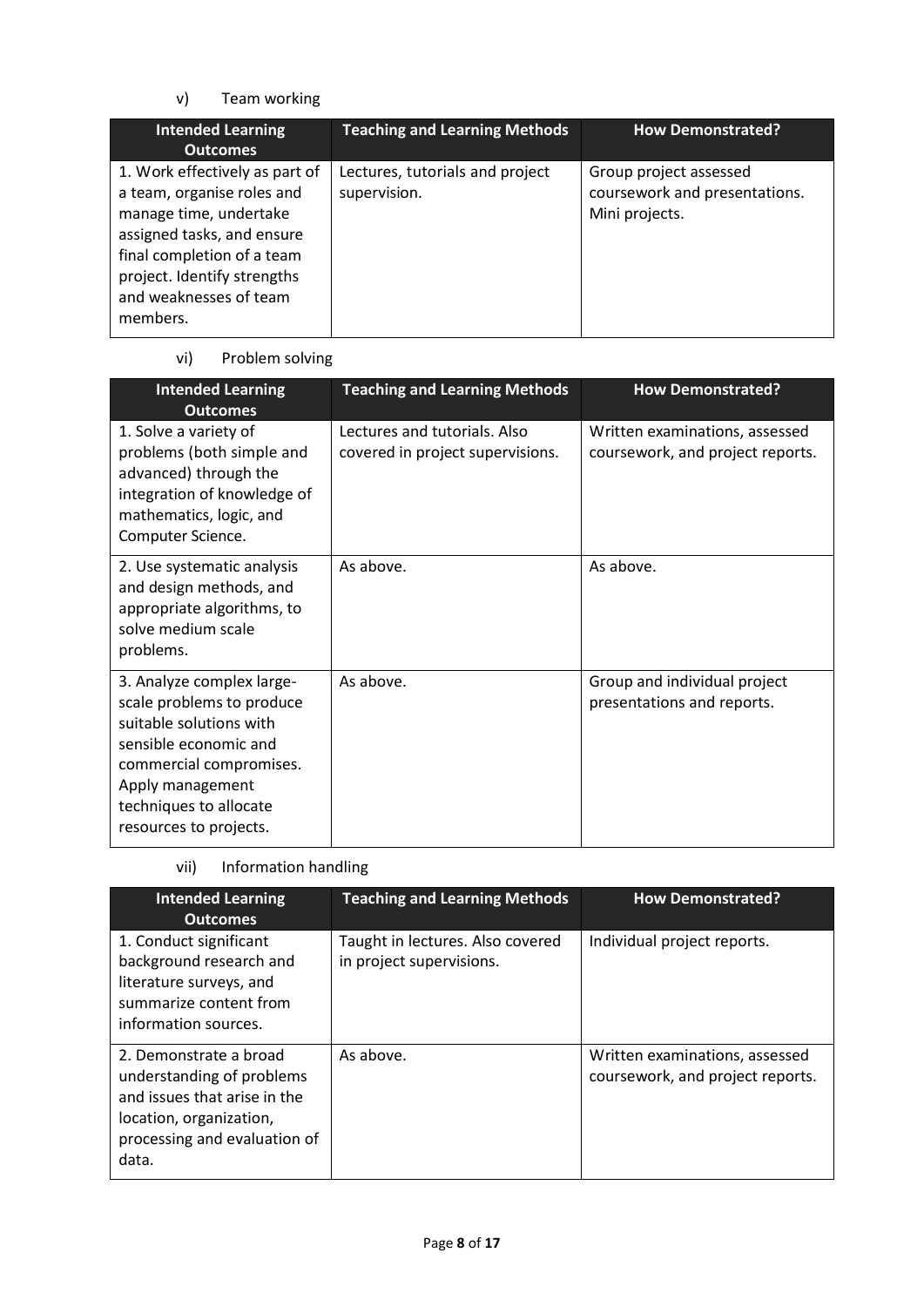v) Team working

| Intended Learning Outcomes | Teaching and Learning Methods | How Demonstrated? |
|---|---|---|
| 1. Work effectively as part of a team, organise roles and manage time, undertake assigned tasks, and ensure final completion of a team project. Identify strengths and weaknesses of team members. | Lectures, tutorials and project supervision. | Group project assessed coursework and presentations. Mini projects. |

vi) Problem solving

| Intended Learning Outcomes | Teaching and Learning Methods | How Demonstrated? |
|---|---|---|
| 1. Solve a variety of problems (both simple and advanced) through the integration of knowledge of mathematics, logic, and Computer Science. | Lectures and tutorials. Also covered in project supervisions. | Written examinations, assessed coursework, and project reports. |
| 2. Use systematic analysis and design methods, and appropriate algorithms, to solve medium scale problems. | As above. | As above. |
| 3. Analyze complex large-scale problems to produce suitable solutions with sensible economic and commercial compromises. Apply management techniques to allocate resources to projects. | As above. | Group and individual project presentations and reports. |

vii) Information handling

| Intended Learning Outcomes | Teaching and Learning Methods | How Demonstrated? |
|---|---|---|
| 1. Conduct significant background research and literature surveys, and summarize content from information sources. | Taught in lectures. Also covered in project supervisions. | Individual project reports. |
| 2. Demonstrate a broad understanding of problems and issues that arise in the location, organization, processing and evaluation of data. | As above. | Written examinations, assessed coursework, and project reports. |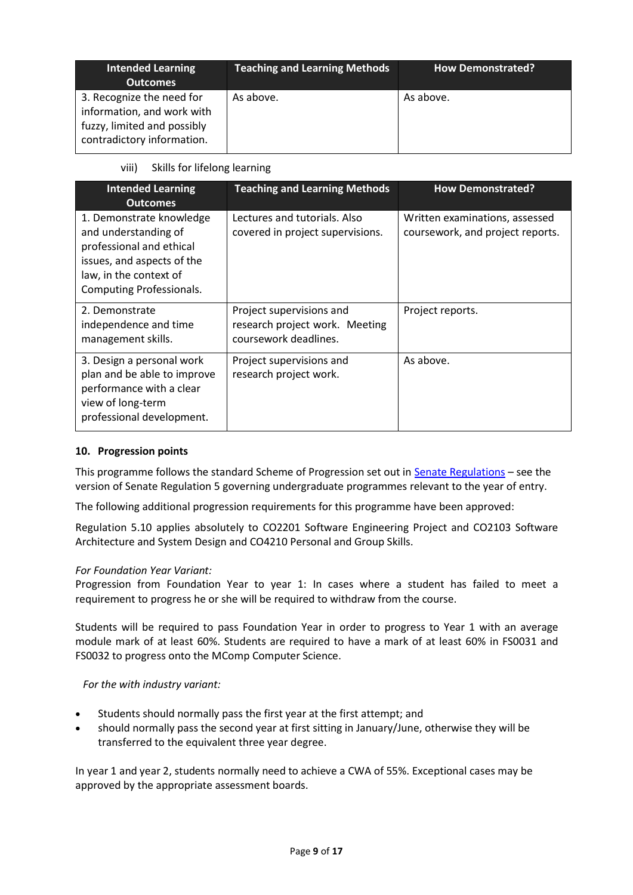| Intended Learning Outcomes | Teaching and Learning Methods | How Demonstrated? |
|---|---|---|
| 3. Recognize the need for information, and work with fuzzy, limited and possibly contradictory information. | As above. | As above. |

viii) Skills for lifelong learning

| Intended Learning Outcomes | Teaching and Learning Methods | How Demonstrated? |
|---|---|---|
| 1. Demonstrate knowledge and understanding of professional and ethical issues, and aspects of the law, in the context of Computing Professionals. | Lectures and tutorials. Also covered in project supervisions. | Written examinations, assessed coursework, and project reports. |
| 2. Demonstrate independence and time management skills. | Project supervisions and research project work. Meeting coursework deadlines. | Project reports. |
| 3. Design a personal work plan and be able to improve performance with a clear view of long-term professional development. | Project supervisions and research project work. | As above. |

### 10. Progression points

This programme follows the standard Scheme of Progression set out in Senate Regulations – see the version of Senate Regulation 5 governing undergraduate programmes relevant to the year of entry.

The following additional progression requirements for this programme have been approved:

Regulation 5.10 applies absolutely to CO2201 Software Engineering Project and CO2103 Software Architecture and System Design and CO4210 Personal and Group Skills.

*For Foundation Year Variant:*
Progression from Foundation Year to year 1: In cases where a student has failed to meet a requirement to progress he or she will be required to withdraw from the course.

Students will be required to pass Foundation Year in order to progress to Year 1 with an average module mark of at least 60%. Students are required to have a mark of at least 60% in FS0031 and FS0032 to progress onto the MComp Computer Science.

*For the with industry variant:*

- Students should normally pass the first year at the first attempt; and
- should normally pass the second year at first sitting in January/June, otherwise they will be transferred to the equivalent three year degree.

In year 1 and year 2, students normally need to achieve a CWA of 55%. Exceptional cases may be approved by the appropriate assessment boards.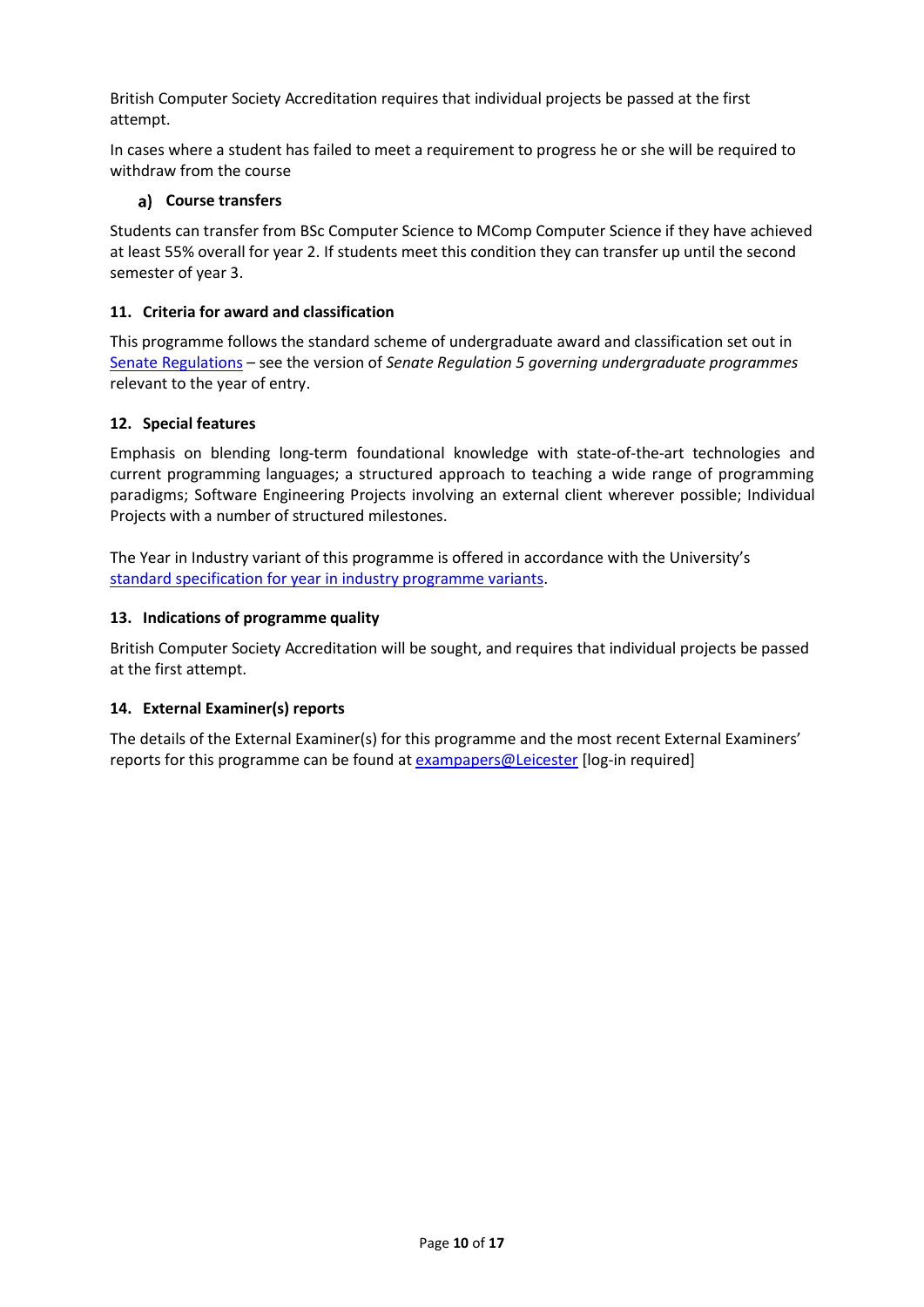British Computer Society Accreditation requires that individual projects be passed at the first attempt.

In cases where a student has failed to meet a requirement to progress he or she will be required to withdraw from the course

### a) Course transfers

Students can transfer from BSc Computer Science to MComp Computer Science if they have achieved at least 55% overall for year 2. If students meet this condition they can transfer up until the second semester of year 3.

## 11. Criteria for award and classification

This programme follows the standard scheme of undergraduate award and classification set out in [Senate Regulations](#) – see the version of *Senate Regulation 5 governing undergraduate programmes* relevant to the year of entry.

## 12. Special features

Emphasis on blending long-term foundational knowledge with state-of-the-art technologies and current programming languages; a structured approach to teaching a wide range of programming paradigms; Software Engineering Projects involving an external client wherever possible; Individual Projects with a number of structured milestones.

The Year in Industry variant of this programme is offered in accordance with the University's [standard specification for year in industry programme variants](#).

## 13. Indications of programme quality

British Computer Society Accreditation will be sought, and requires that individual projects be passed at the first attempt.

## 14. External Examiner(s) reports

The details of the External Examiner(s) for this programme and the most recent External Examiners' reports for this programme can be found at [exampapers@Leicester](#) [log-in required]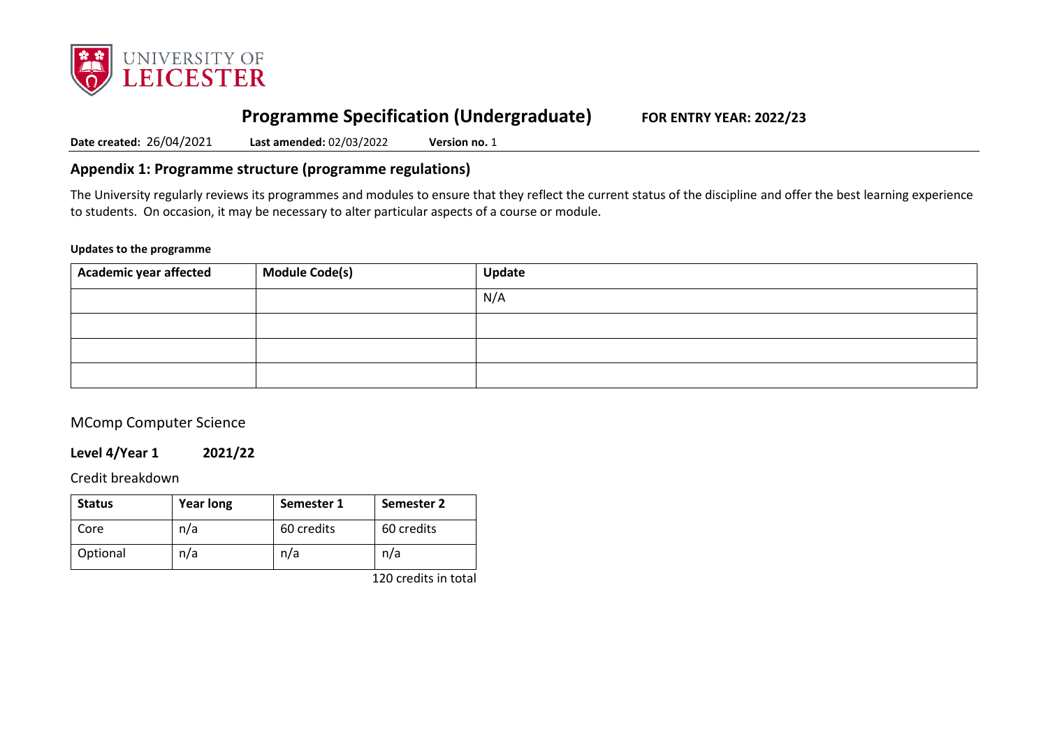# Programme Specification (Undergraduate) **FOR ENTRY YEAR: 2022/23**

**Date created:** 26/04/2021 **Last amended:** 02/03/2022 **Version no.** 1

## Appendix 1: Programme structure (programme regulations)

The University regularly reviews its programmes and modules to ensure that they reflect the current status of the discipline and offer the best learning experience to students. On occasion, it may be necessary to alter particular aspects of a course or module.

**Updates to the programme**

| Academic year affected | Module Code(s) | Update |
|---|---|---|
| | | N/A |
| | | |
| | | |
| | | |

MComp Computer Science

**Level 4/Year 1 2021/22**

Credit breakdown

| Status | Year long | Semester 1 | Semester 2 |
|---|---|---|---|
| Core | n/a | 60 credits | 60 credits |
| Optional | n/a | n/a | n/a |

120 credits in total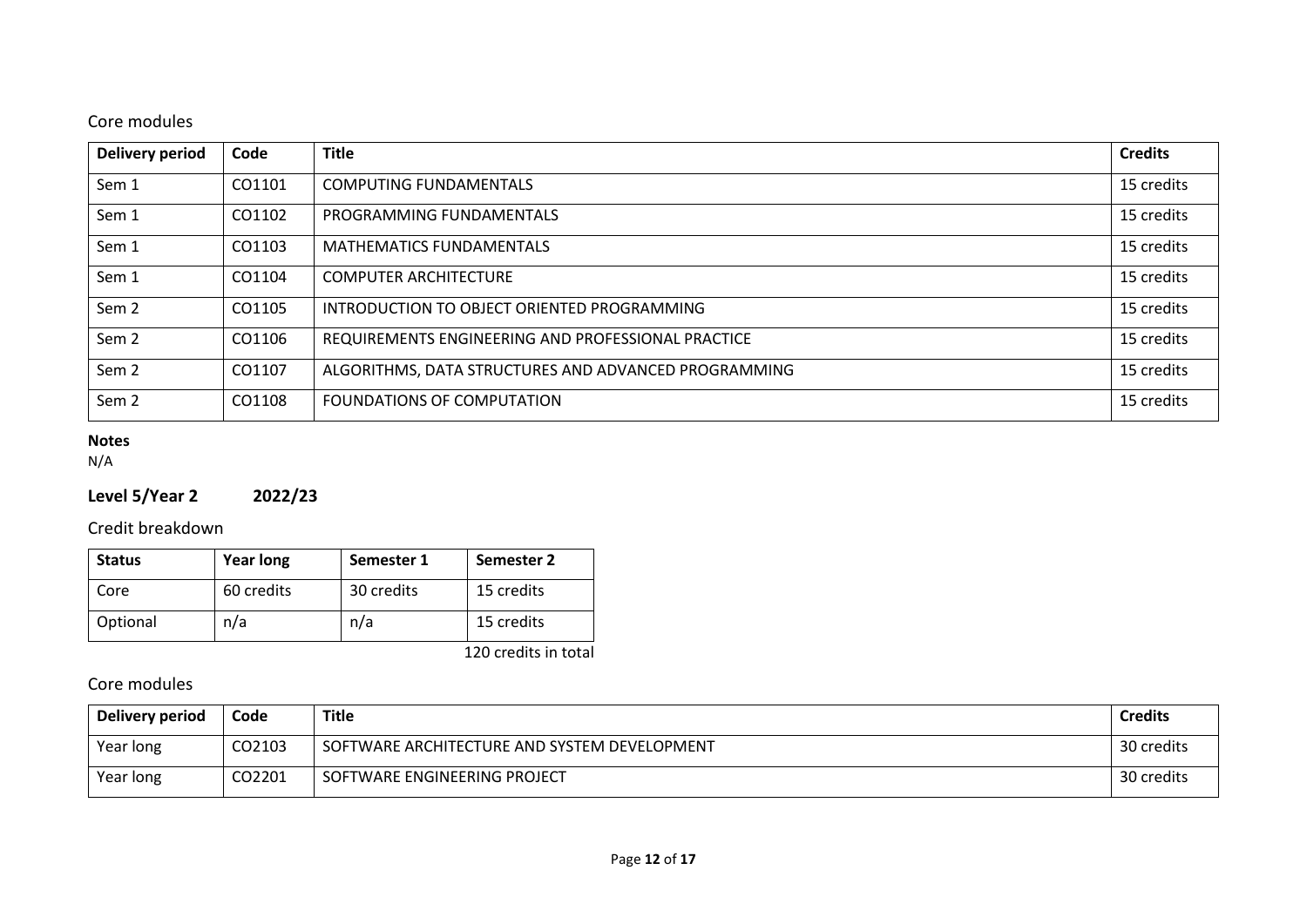## Core modules

| Delivery period | Code | Title | Credits |
|---|---|---|---|
| Sem 1 | CO1101 | COMPUTING FUNDAMENTALS | 15 credits |
| Sem 1 | CO1102 | PROGRAMMING FUNDAMENTALS | 15 credits |
| Sem 1 | CO1103 | MATHEMATICS FUNDAMENTALS | 15 credits |
| Sem 1 | CO1104 | COMPUTER ARCHITECTURE | 15 credits |
| Sem 2 | CO1105 | INTRODUCTION TO OBJECT ORIENTED PROGRAMMING | 15 credits |
| Sem 2 | CO1106 | REQUIREMENTS ENGINEERING AND PROFESSIONAL PRACTICE | 15 credits |
| Sem 2 | CO1107 | ALGORITHMS, DATA STRUCTURES AND ADVANCED PROGRAMMING | 15 credits |
| Sem 2 | CO1108 | FOUNDATIONS OF COMPUTATION | 15 credits |

**Notes**
N/A

### Level 5/Year 2 2022/23

## Credit breakdown

| Status | Year long | Semester 1 | Semester 2 |
|---|---|---|---|
| Core | 60 credits | 30 credits | 15 credits |
| Optional | n/a | n/a | 15 credits |

120 credits in total

## Core modules

| Delivery period | Code | Title | Credits |
|---|---|---|---|
| Year long | CO2103 | SOFTWARE ARCHITECTURE AND SYSTEM DEVELOPMENT | 30 credits |
| Year long | CO2201 | SOFTWARE ENGINEERING PROJECT | 30 credits |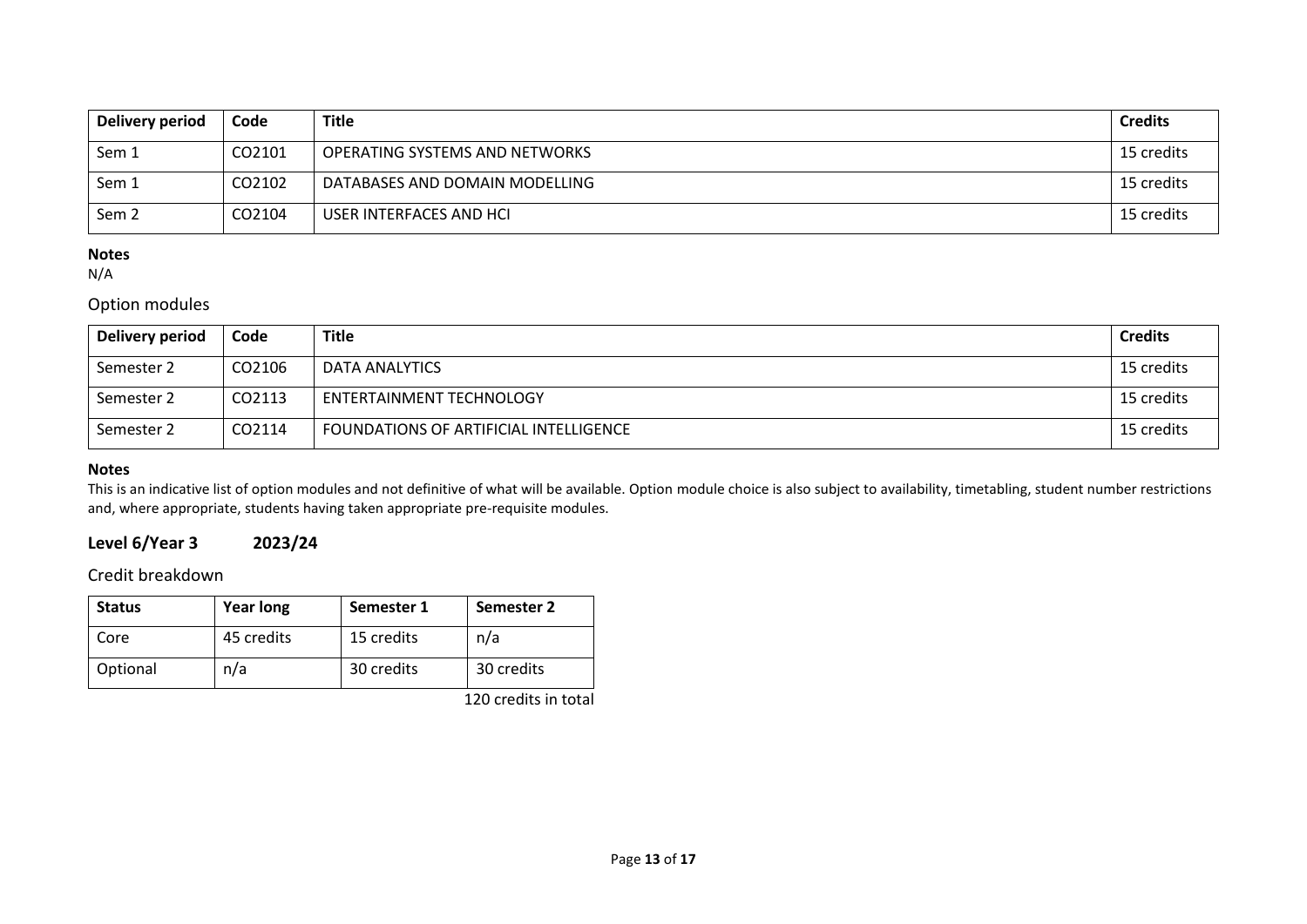| Delivery period | Code | Title | Credits |
|---|---|---|---|
| Sem 1 | CO2101 | OPERATING SYSTEMS AND NETWORKS | 15 credits |
| Sem 1 | CO2102 | DATABASES AND DOMAIN MODELLING | 15 credits |
| Sem 2 | CO2104 | USER INTERFACES AND HCI | 15 credits |

**Notes**
N/A

### Option modules

| Delivery period | Code | Title | Credits |
|---|---|---|---|
| Semester 2 | CO2106 | DATA ANALYTICS | 15 credits |
| Semester 2 | CO2113 | ENTERTAINMENT TECHNOLOGY | 15 credits |
| Semester 2 | CO2114 | FOUNDATIONS OF ARTIFICIAL INTELLIGENCE | 15 credits |

**Notes**
This is an indicative list of option modules and not definitive of what will be available. Option module choice is also subject to availability, timetabling, student number restrictions and, where appropriate, students having taken appropriate pre-requisite modules.

## Level 6/Year 3 2023/24

### Credit breakdown

| Status | Year long | Semester 1 | Semester 2 |
|---|---|---|---|
| Core | 45 credits | 15 credits | n/a |
| Optional | n/a | 30 credits | 30 credits |

120 credits in total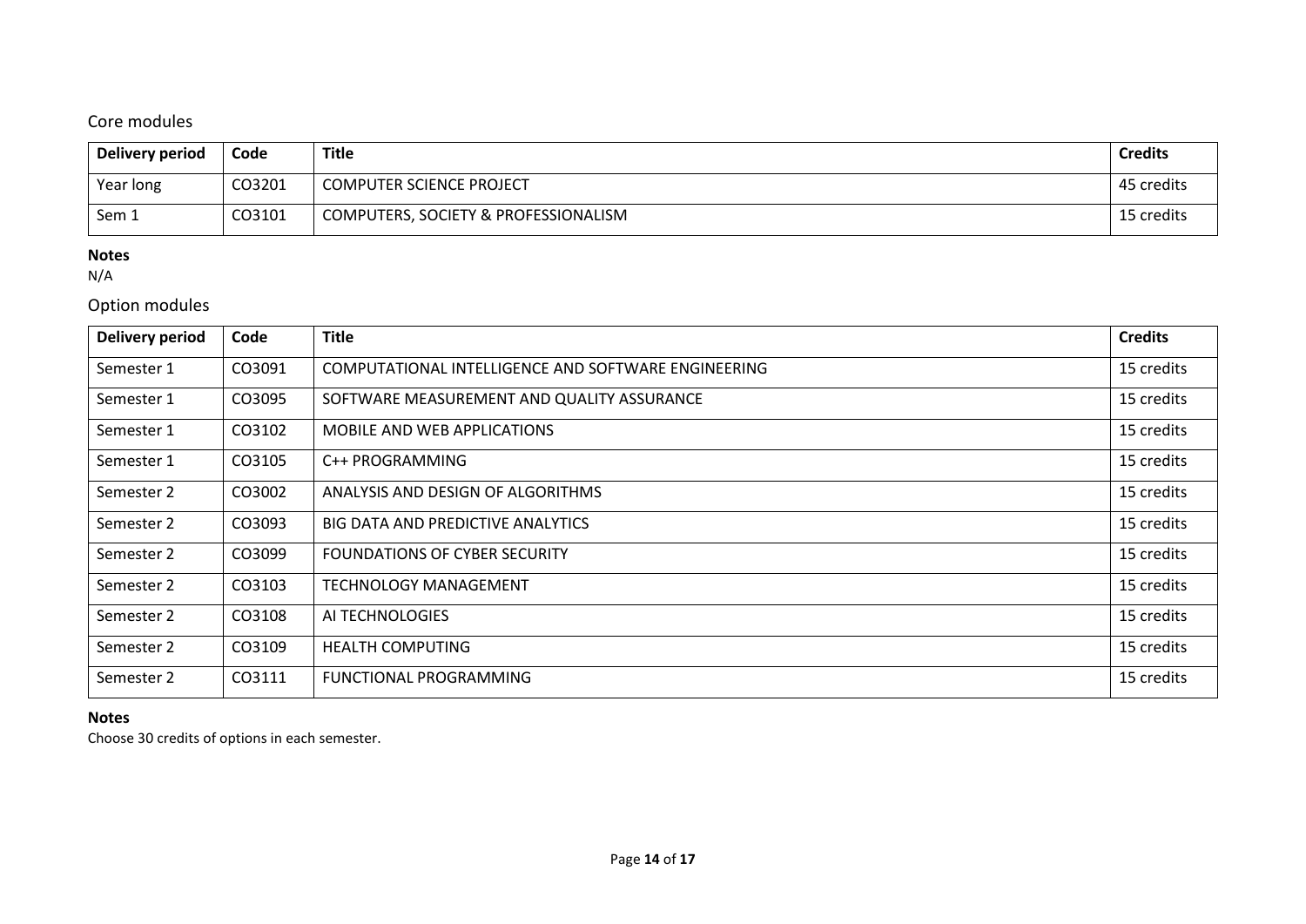## Core modules

| Delivery period | Code | Title | Credits |
|---|---|---|---|
| Year long | CO3201 | COMPUTER SCIENCE PROJECT | 45 credits |
| Sem 1 | CO3101 | COMPUTERS, SOCIETY & PROFESSIONALISM | 15 credits |

**Notes**

N/A

## Option modules

| Delivery period | Code | Title | Credits |
|---|---|---|---|
| Semester 1 | CO3091 | COMPUTATIONAL INTELLIGENCE AND SOFTWARE ENGINEERING | 15 credits |
| Semester 1 | CO3095 | SOFTWARE MEASUREMENT AND QUALITY ASSURANCE | 15 credits |
| Semester 1 | CO3102 | MOBILE AND WEB APPLICATIONS | 15 credits |
| Semester 1 | CO3105 | C++ PROGRAMMING | 15 credits |
| Semester 2 | CO3002 | ANALYSIS AND DESIGN OF ALGORITHMS | 15 credits |
| Semester 2 | CO3093 | BIG DATA AND PREDICTIVE ANALYTICS | 15 credits |
| Semester 2 | CO3099 | FOUNDATIONS OF CYBER SECURITY | 15 credits |
| Semester 2 | CO3103 | TECHNOLOGY MANAGEMENT | 15 credits |
| Semester 2 | CO3108 | AI TECHNOLOGIES | 15 credits |
| Semester 2 | CO3109 | HEALTH COMPUTING | 15 credits |
| Semester 2 | CO3111 | FUNCTIONAL PROGRAMMING | 15 credits |

**Notes**

Choose 30 credits of options in each semester.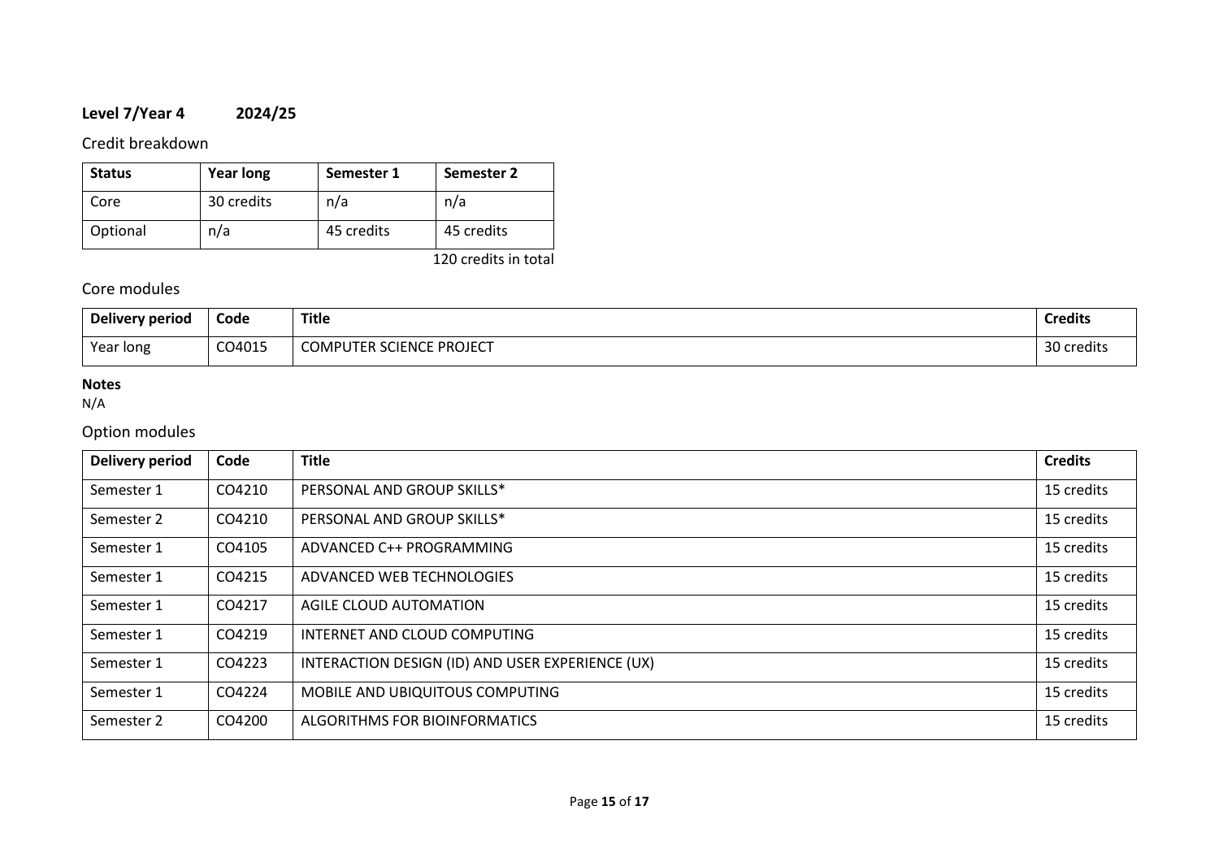**Level 7/Year 4 2024/25**

Credit breakdown

| Status | Year long | Semester 1 | Semester 2 |
|---|---|---|---|
| Core | 30 credits | n/a | n/a |
| Optional | n/a | 45 credits | 45 credits |

120 credits in total

Core modules

| Delivery period | Code | Title | Credits |
|---|---|---|---|
| Year long | CO4015 | COMPUTER SCIENCE PROJECT | 30 credits |

**Notes**
N/A

Option modules

| Delivery period | Code | Title | Credits |
|---|---|---|---|
| Semester 1 | CO4210 | PERSONAL AND GROUP SKILLS* | 15 credits |
| Semester 2 | CO4210 | PERSONAL AND GROUP SKILLS* | 15 credits |
| Semester 1 | CO4105 | ADVANCED C++ PROGRAMMING | 15 credits |
| Semester 1 | CO4215 | ADVANCED WEB TECHNOLOGIES | 15 credits |
| Semester 1 | CO4217 | AGILE CLOUD AUTOMATION | 15 credits |
| Semester 1 | CO4219 | INTERNET AND CLOUD COMPUTING | 15 credits |
| Semester 1 | CO4223 | INTERACTION DESIGN (ID) AND USER EXPERIENCE (UX) | 15 credits |
| Semester 1 | CO4224 | MOBILE AND UBIQUITOUS COMPUTING | 15 credits |
| Semester 2 | CO4200 | ALGORITHMS FOR BIOINFORMATICS | 15 credits |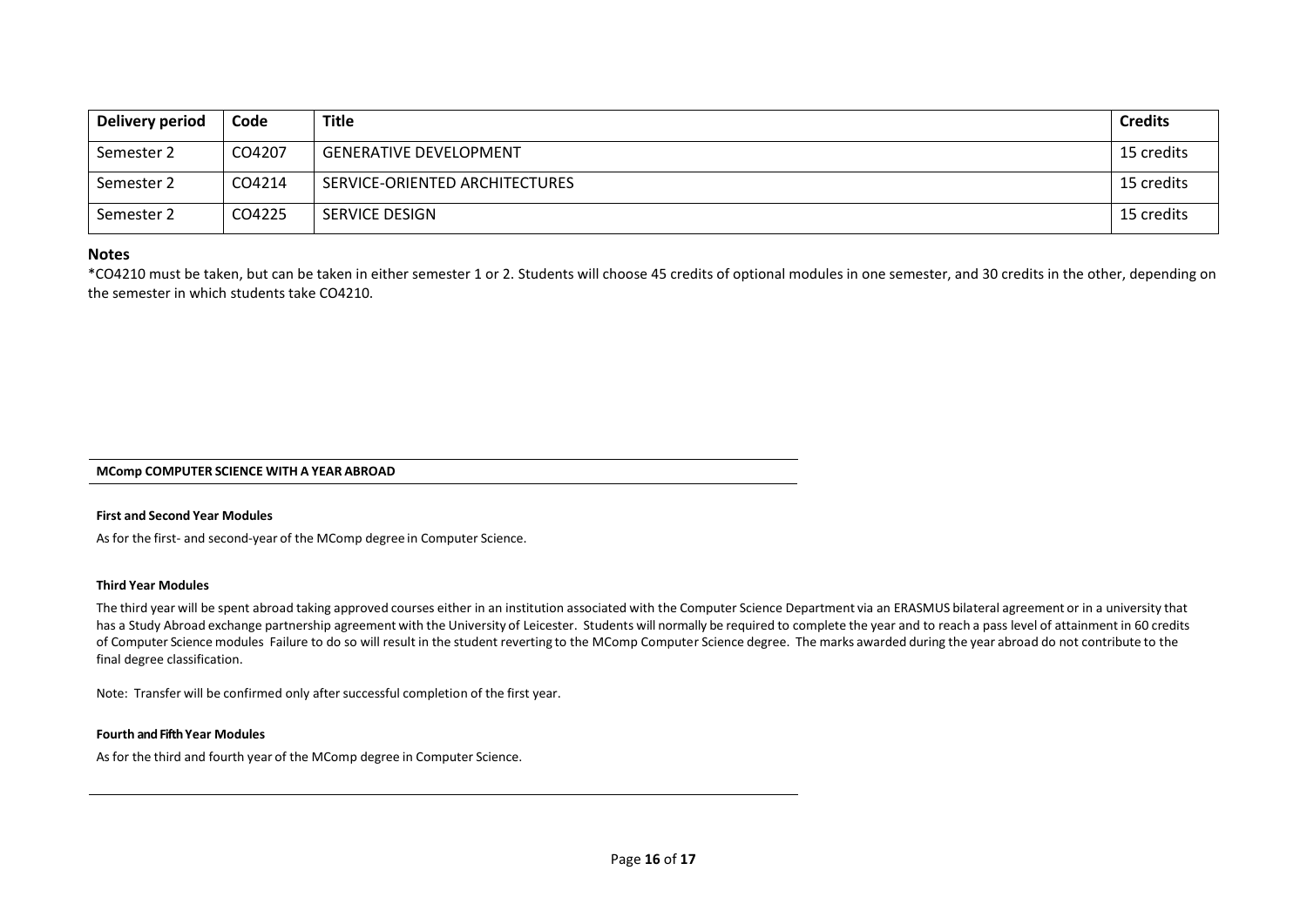| Delivery period | Code | Title | Credits |
| --- | --- | --- | --- |
| Semester 2 | CO4207 | GENERATIVE DEVELOPMENT | 15 credits |
| Semester 2 | CO4214 | SERVICE-ORIENTED ARCHITECTURES | 15 credits |
| Semester 2 | CO4225 | SERVICE DESIGN | 15 credits |

## Notes

*CO4210 must be taken, but can be taken in either semester 1 or 2. Students will choose 45 credits of optional modules in one semester, and 30 credits in the other, depending on the semester in which students take CO4210.

## MComp COMPUTER SCIENCE WITH A YEAR ABROAD

### First and Second Year Modules

As for the first- and second-year of the MComp degree in Computer Science.

### Third Year Modules

The third year will be spent abroad taking approved courses either in an institution associated with the Computer Science Department via an ERASMUS bilateral agreement or in a university that has a Study Abroad exchange partnership agreement with the University of Leicester. Students will normally be required to complete the year and to reach a pass level of attainment in 60 credits of Computer Science modules Failure to do so will result in the student reverting to the MComp Computer Science degree. The marks awarded during the year abroad do not contribute to the final degree classification.

Note: Transfer will be confirmed only after successful completion of the first year.

### Fourth and Fifth Year Modules

As for the third and fourth year of the MComp degree in Computer Science.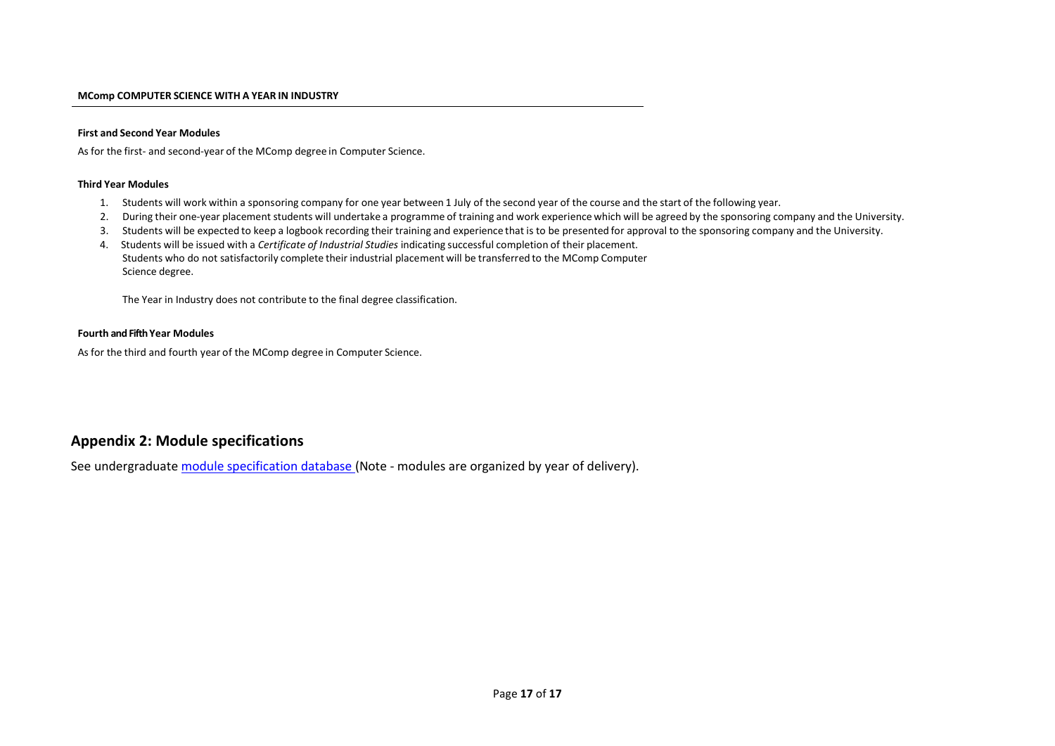**MComp COMPUTER SCIENCE WITH A YEAR IN INDUSTRY**

**First and Second Year Modules**

As for the first- and second-year of the MComp degree in Computer Science.

**Third Year Modules**

1. Students will work within a sponsoring company for one year between 1 July of the second year of the course and the start of the following year.
2. During their one-year placement students will undertake a programme of training and work experience which will be agreed by the sponsoring company and the University.
3. Students will be expected to keep a logbook recording their training and experience that is to be presented for approval to the sponsoring company and the University.
4. Students will be issued with a *Certificate of Industrial Studies* indicating successful completion of their placement.
   Students who do not satisfactorily complete their industrial placement will be transferred to the MComp Computer Science degree.

   The Year in Industry does not contribute to the final degree classification.

**Fourth and Fifth Year Modules**

As for the third and fourth year of the MComp degree in Computer Science.

## Appendix 2: Module specifications

See undergraduate module specification database (Note - modules are organized by year of delivery).